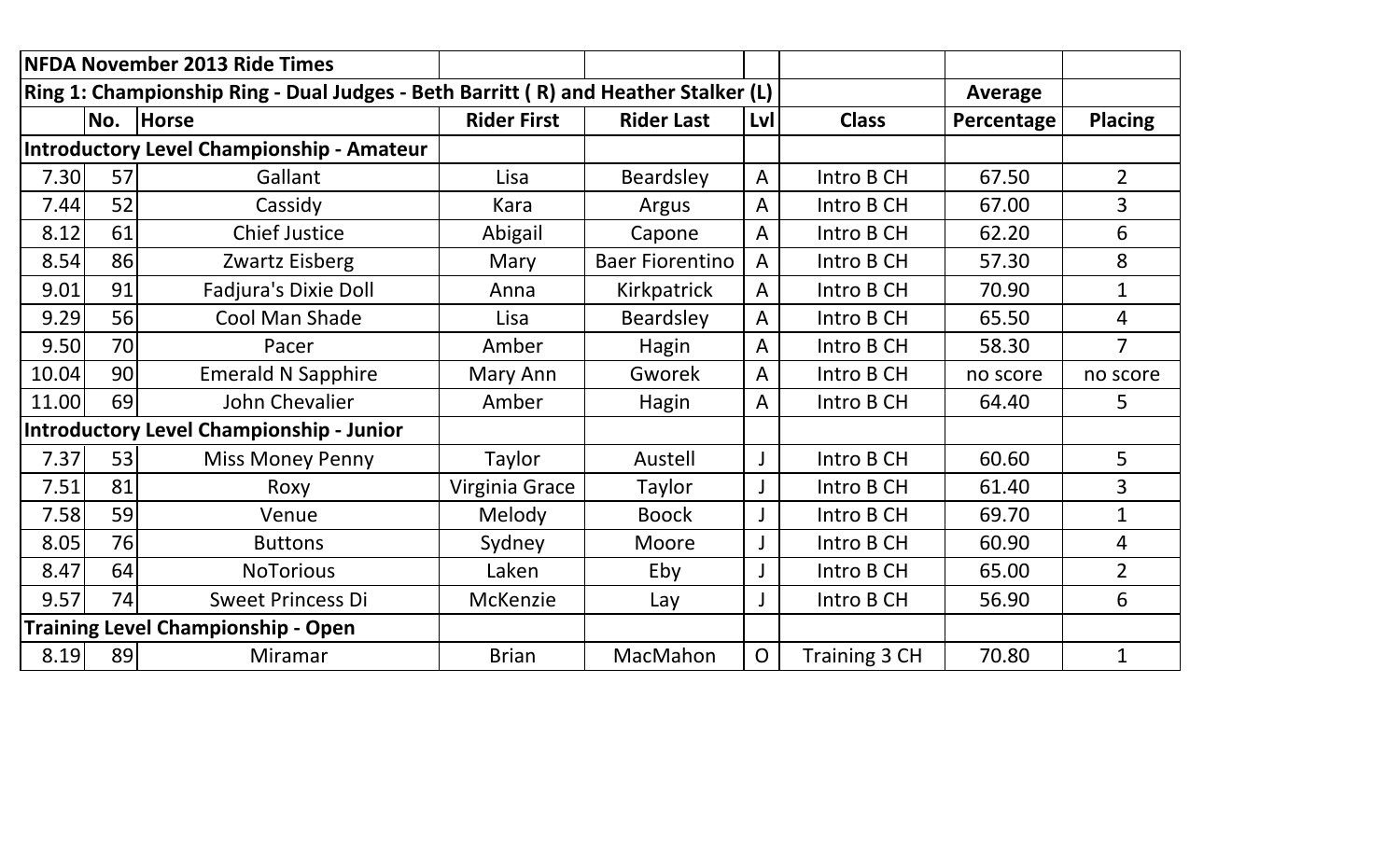| NFDA November 2013 Ride Times | | | | | | | | |
|---|---|---|---|---|---|---|---|---|
| Ring 1: Championship Ring - Dual Judges - Beth Barritt ( R) and Heather Stalker (L) | | | | | | | Average | |
| | No. | Horse | Rider First | Rider Last | Lvl | Class | Percentage | Placing |
| Introductory Level Championship - Amateur | | | | | | | | |
| 7.30 | 57 | Gallant | Lisa | Beardsley | A | Intro B CH | 67.50 | 2 |
| 7.44 | 52 | Cassidy | Kara | Argus | A | Intro B CH | 67.00 | 3 |
| 8.12 | 61 | Chief Justice | Abigail | Capone | A | Intro B CH | 62.20 | 6 |
| 8.54 | 86 | Zwartz Eisberg | Mary | Baer Fiorentino | A | Intro B CH | 57.30 | 8 |
| 9.01 | 91 | Fadjura's Dixie Doll | Anna | Kirkpatrick | A | Intro B CH | 70.90 | 1 |
| 9.29 | 56 | Cool Man Shade | Lisa | Beardsley | A | Intro B CH | 65.50 | 4 |
| 9.50 | 70 | Pacer | Amber | Hagin | A | Intro B CH | 58.30 | 7 |
| 10.04 | 90 | Emerald N Sapphire | Mary Ann | Gworek | A | Intro B CH | no score | no score |
| 11.00 | 69 | John Chevalier | Amber | Hagin | A | Intro B CH | 64.40 | 5 |
| Introductory Level Championship - Junior | | | | | | | | |
| 7.37 | 53 | Miss Money Penny | Taylor | Austell | J | Intro B CH | 60.60 | 5 |
| 7.51 | 81 | Roxy | Virginia Grace | Taylor | J | Intro B CH | 61.40 | 3 |
| 7.58 | 59 | Venue | Melody | Boock | J | Intro B CH | 69.70 | 1 |
| 8.05 | 76 | Buttons | Sydney | Moore | J | Intro B CH | 60.90 | 4 |
| 8.47 | 64 | NoTorious | Laken | Eby | J | Intro B CH | 65.00 | 2 |
| 9.57 | 74 | Sweet Princess Di | McKenzie | Lay | J | Intro B CH | 56.90 | 6 |
| Training Level Championship - Open | | | | | | | | |
| 8.19 | 89 | Miramar | Brian | MacMahon | O | Training 3 CH | 70.80 | 1 |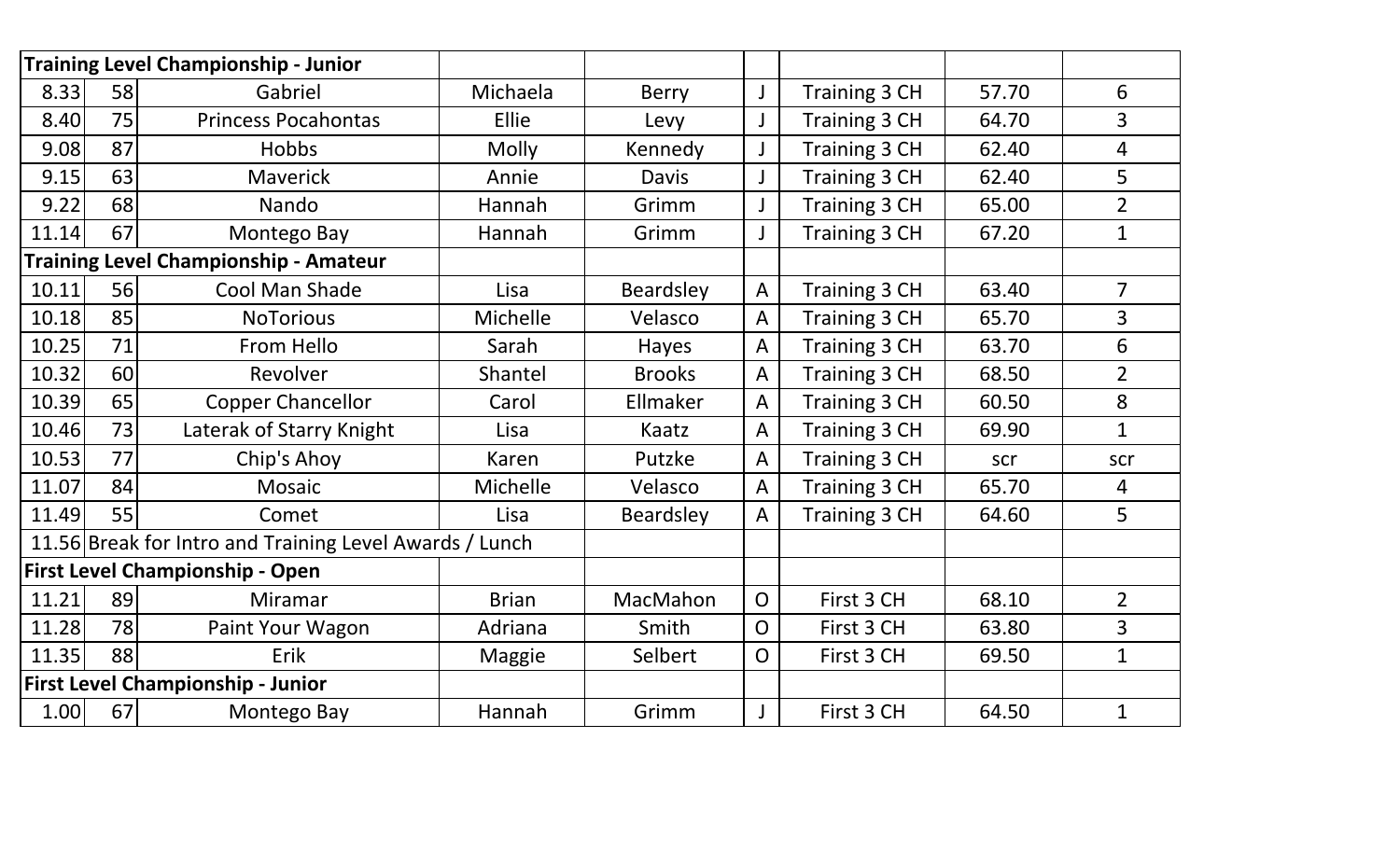| Training Level Championship - Junior | | | | | | | | |
|---|---|---|---|---|---|---|---|---|
| 8.33 | 58 | Gabriel | Michaela | Berry | J | Training 3 CH | 57.70 | 6 |
| 8.40 | 75 | Princess Pocahontas | Ellie | Levy | J | Training 3 CH | 64.70 | 3 |
| 9.08 | 87 | Hobbs | Molly | Kennedy | J | Training 3 CH | 62.40 | 4 |
| 9.15 | 63 | Maverick | Annie | Davis | J | Training 3 CH | 62.40 | 5 |
| 9.22 | 68 | Nando | Hannah | Grimm | J | Training 3 CH | 65.00 | 2 |
| 11.14 | 67 | Montego Bay | Hannah | Grimm | J | Training 3 CH | 67.20 | 1 |
| **Training Level Championship - Amateur** | | | | | | | | |
| 10.11 | 56 | Cool Man Shade | Lisa | Beardsley | A | Training 3 CH | 63.40 | 7 |
| 10.18 | 85 | NoTorious | Michelle | Velasco | A | Training 3 CH | 65.70 | 3 |
| 10.25 | 71 | From Hello | Sarah | Hayes | A | Training 3 CH | 63.70 | 6 |
| 10.32 | 60 | Revolver | Shantel | Brooks | A | Training 3 CH | 68.50 | 2 |
| 10.39 | 65 | Copper Chancellor | Carol | Ellmaker | A | Training 3 CH | 60.50 | 8 |
| 10.46 | 73 | Laterak of Starry Knight | Lisa | Kaatz | A | Training 3 CH | 69.90 | 1 |
| 10.53 | 77 | Chip's Ahoy | Karen | Putzke | A | Training 3 CH | scr | scr |
| 11.07 | 84 | Mosaic | Michelle | Velasco | A | Training 3 CH | 65.70 | 4 |
| 11.49 | 55 | Comet | Lisa | Beardsley | A | Training 3 CH | 64.60 | 5 |
| 11.56 | Break for Intro and Training Level Awards / Lunch | | | | | | | |
| **First Level Championship - Open** | | | | | | | | |
| 11.21 | 89 | Miramar | Brian | MacMahon | O | First 3 CH | 68.10 | 2 |
| 11.28 | 78 | Paint Your Wagon | Adriana | Smith | O | First 3 CH | 63.80 | 3 |
| 11.35 | 88 | Erik | Maggie | Selbert | O | First 3 CH | 69.50 | 1 |
| **First Level Championship - Junior** | | | | | | | | |
| 1.00 | 67 | Montego Bay | Hannah | Grimm | J | First 3 CH | 64.50 | 1 |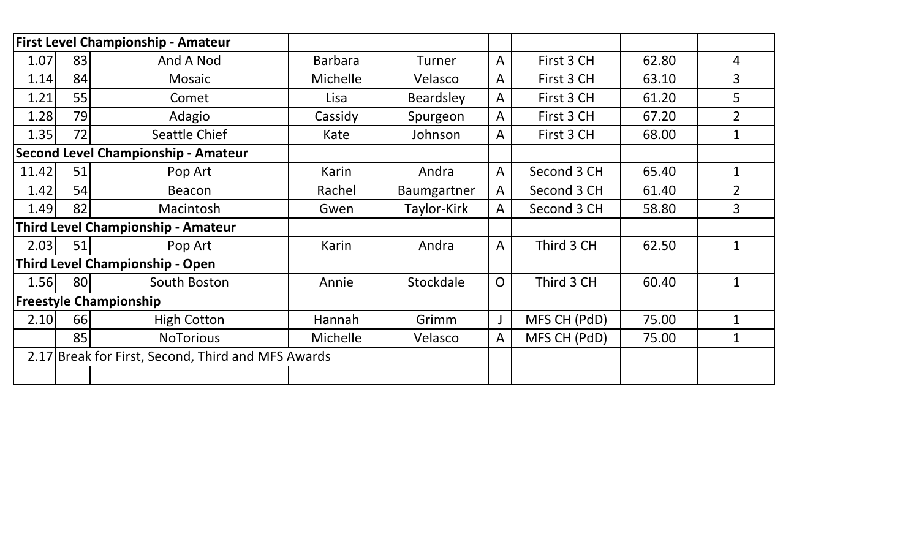| | | | | | | | | |
|---|---|---|---|---|---|---|---|---|
| **First Level Championship - Amateur** | | | | | | | | |
| 1.07 | 83 | And A Nod | Barbara | Turner | A | First 3 CH | 62.80 | 4 |
| 1.14 | 84 | Mosaic | Michelle | Velasco | A | First 3 CH | 63.10 | 3 |
| 1.21 | 55 | Comet | Lisa | Beardsley | A | First 3 CH | 61.20 | 5 |
| 1.28 | 79 | Adagio | Cassidy | Spurgeon | A | First 3 CH | 67.20 | 2 |
| 1.35 | 72 | Seattle Chief | Kate | Johnson | A | First 3 CH | 68.00 | 1 |
| **Second Level Championship - Amateur** | | | | | | | | |
| 11.42 | 51 | Pop Art | Karin | Andra | A | Second 3 CH | 65.40 | 1 |
| 1.42 | 54 | Beacon | Rachel | Baumgartner | A | Second 3 CH | 61.40 | 2 |
| 1.49 | 82 | Macintosh | Gwen | Taylor-Kirk | A | Second 3 CH | 58.80 | 3 |
| **Third Level Championship - Amateur** | | | | | | | | |
| 2.03 | 51 | Pop Art | Karin | Andra | A | Third 3 CH | 62.50 | 1 |
| **Third Level Championship - Open** | | | | | | | | |
| 1.56 | 80 | South Boston | Annie | Stockdale | O | Third 3 CH | 60.40 | 1 |
| **Freestyle Championship** | | | | | | | | |
| 2.10 | 66 | High Cotton | Hannah | Grimm | J | MFS CH (PdD) | 75.00 | 1 |
| | 85 | NoTorious | Michelle | Velasco | A | MFS CH (PdD) | 75.00 | 1 |
| 2.17 | Break for First, Second, Third and MFS Awards | | | | | | | |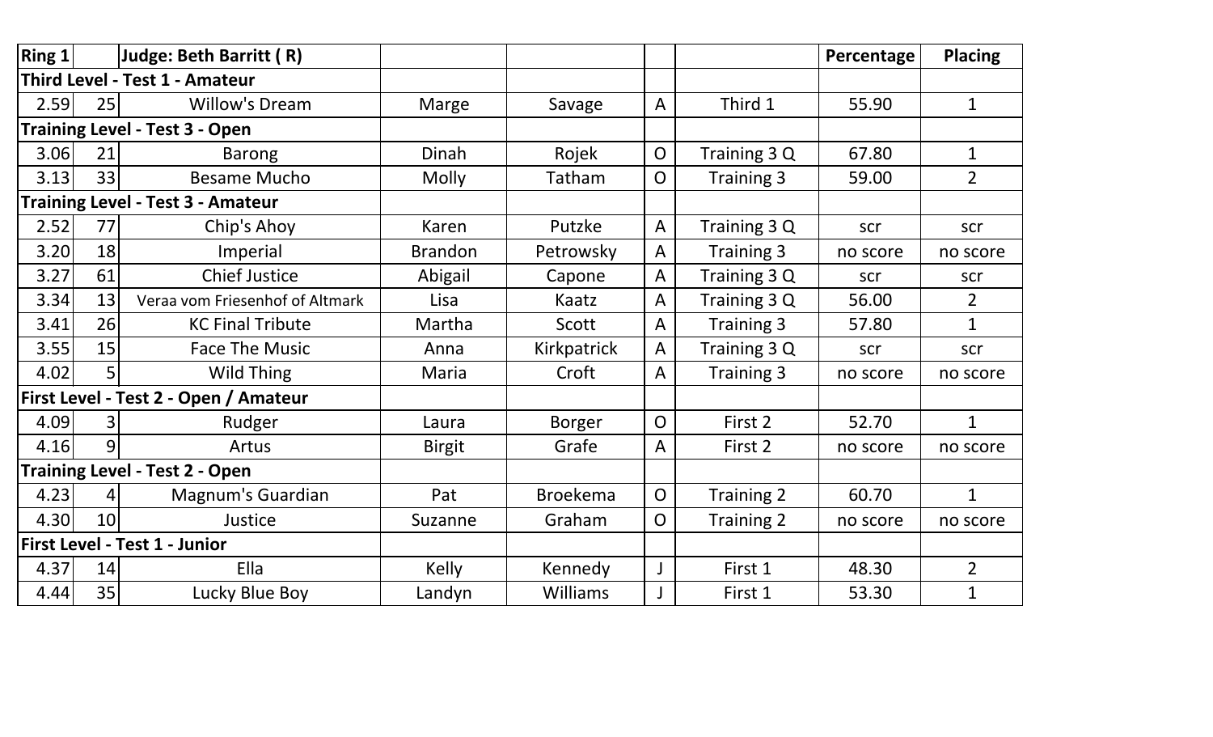| Ring 1 | | Judge: Beth Barritt ( R) | | | | | Percentage | Placing |
|---|---|---|---|---|---|---|---|---|
| **Third Level - Test 1 - Amateur** | | | | | | | | |
| 2.59 | 25 | Willow's Dream | Marge | Savage | A | Third 1 | 55.90 | 1 |
| **Training Level - Test 3 - Open** | | | | | | | | |
| 3.06 | 21 | Barong | Dinah | Rojek | O | Training 3 Q | 67.80 | 1 |
| 3.13 | 33 | Besame Mucho | Molly | Tatham | O | Training 3 | 59.00 | 2 |
| **Training Level - Test 3 - Amateur** | | | | | | | | |
| 2.52 | 77 | Chip's Ahoy | Karen | Putzke | A | Training 3 Q | scr | scr |
| 3.20 | 18 | Imperial | Brandon | Petrowsky | A | Training 3 | no score | no score |
| 3.27 | 61 | Chief Justice | Abigail | Capone | A | Training 3 Q | scr | scr |
| 3.34 | 13 | Veraa vom Friesenhof of Altmark | Lisa | Kaatz | A | Training 3 Q | 56.00 | 2 |
| 3.41 | 26 | KC Final Tribute | Martha | Scott | A | Training 3 | 57.80 | 1 |
| 3.55 | 15 | Face The Music | Anna | Kirkpatrick | A | Training 3 Q | scr | scr |
| 4.02 | 5 | Wild Thing | Maria | Croft | A | Training 3 | no score | no score |
| **First Level - Test 2 - Open / Amateur** | | | | | | | | |
| 4.09 | 3 | Rudger | Laura | Borger | O | First 2 | 52.70 | 1 |
| 4.16 | 9 | Artus | Birgit | Grafe | A | First 2 | no score | no score |
| **Training Level - Test 2 - Open** | | | | | | | | |
| 4.23 | 4 | Magnum's Guardian | Pat | Broekema | O | Training 2 | 60.70 | 1 |
| 4.30 | 10 | Justice | Suzanne | Graham | O | Training 2 | no score | no score |
| **First Level - Test 1 - Junior** | | | | | | | | |
| 4.37 | 14 | Ella | Kelly | Kennedy | J | First 1 | 48.30 | 2 |
| 4.44 | 35 | Lucky Blue Boy | Landyn | Williams | J | First 1 | 53.30 | 1 |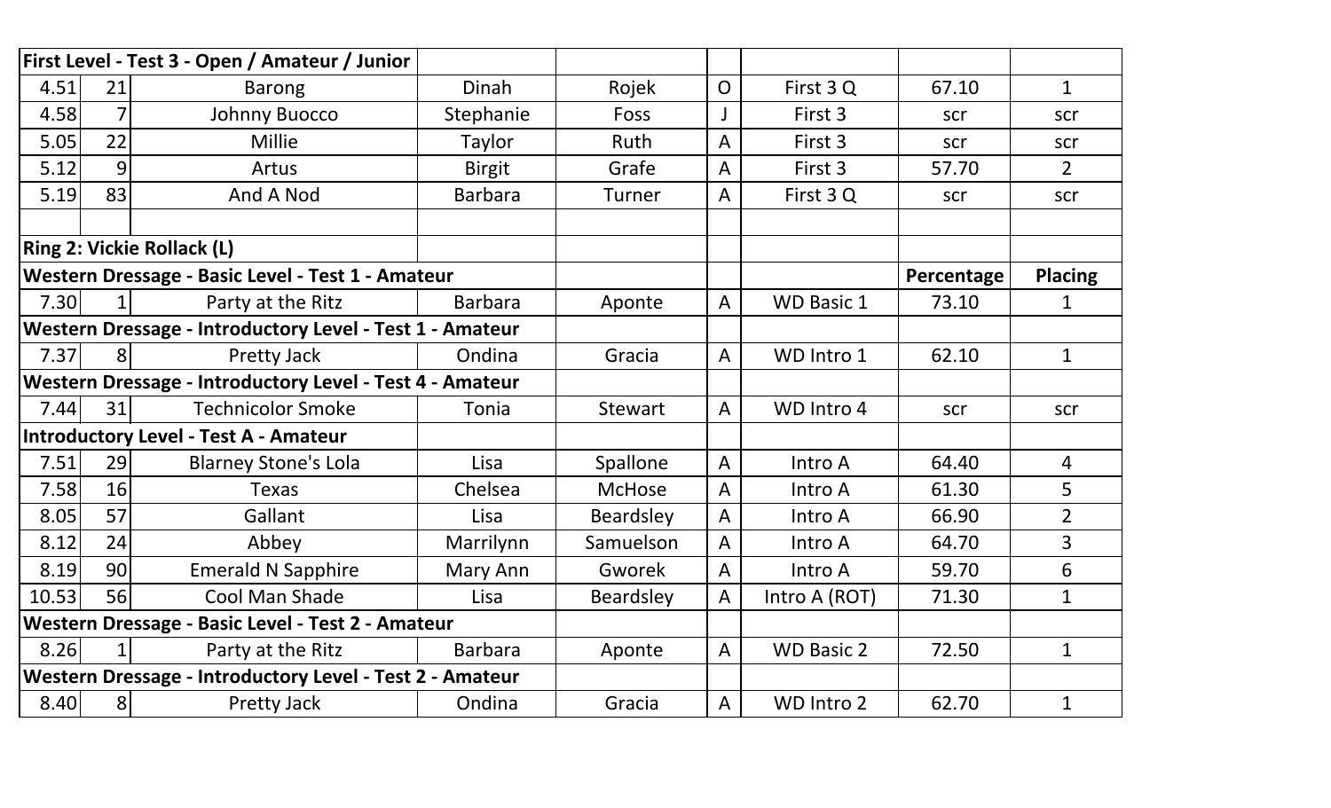| | | | | | | | | |
|---|---|---|---|---|---|---|---|---|
| **First Level - Test 3 - Open / Amateur / Junior** | | | | | | | | |
| 4.51 | 21 | Barong | Dinah | Rojek | O | First 3 Q | 67.10 | 1 |
| 4.58 | 7 | Johnny Buocco | Stephanie | Foss | J | First 3 | scr | scr |
| 5.05 | 22 | Millie | Taylor | Ruth | A | First 3 | scr | scr |
| 5.12 | 9 | Artus | Birgit | Grafe | A | First 3 | 57.70 | 2 |
| 5.19 | 83 | And A Nod | Barbara | Turner | A | First 3 Q | scr | scr |
| | | | | | | | | |
| **Ring 2: Vickie Rollack (L)** | | | | | | | | |
| **Western Dressage - Basic Level - Test 1 - Amateur** | | | | | | | **Percentage** | **Placing** |
| 7.30 | 1 | Party at the Ritz | Barbara | Aponte | A | WD Basic 1 | 73.10 | 1 |
| **Western Dressage - Introductory Level - Test 1 - Amateur** | | | | | | | | |
| 7.37 | 8 | Pretty Jack | Ondina | Gracia | A | WD Intro 1 | 62.10 | 1 |
| **Western Dressage - Introductory Level - Test 4 - Amateur** | | | | | | | | |
| 7.44 | 31 | Technicolor Smoke | Tonia | Stewart | A | WD Intro 4 | scr | scr |
| **Introductory Level - Test A - Amateur** | | | | | | | | |
| 7.51 | 29 | Blarney Stone's Lola | Lisa | Spallone | A | Intro A | 64.40 | 4 |
| 7.58 | 16 | Texas | Chelsea | McHose | A | Intro A | 61.30 | 5 |
| 8.05 | 57 | Gallant | Lisa | Beardsley | A | Intro A | 66.90 | 2 |
| 8.12 | 24 | Abbey | Marrilynn | Samuelson | A | Intro A | 64.70 | 3 |
| 8.19 | 90 | Emerald N Sapphire | Mary Ann | Gworek | A | Intro A | 59.70 | 6 |
| 10.53 | 56 | Cool Man Shade | Lisa | Beardsley | A | Intro A (ROT) | 71.30 | 1 |
| **Western Dressage - Basic Level - Test 2 - Amateur** | | | | | | | | |
| 8.26 | 1 | Party at the Ritz | Barbara | Aponte | A | WD Basic 2 | 72.50 | 1 |
| **Western Dressage - Introductory Level - Test 2 - Amateur** | | | | | | | | |
| 8.40 | 8 | Pretty Jack | Ondina | Gracia | A | WD Intro 2 | 62.70 | 1 |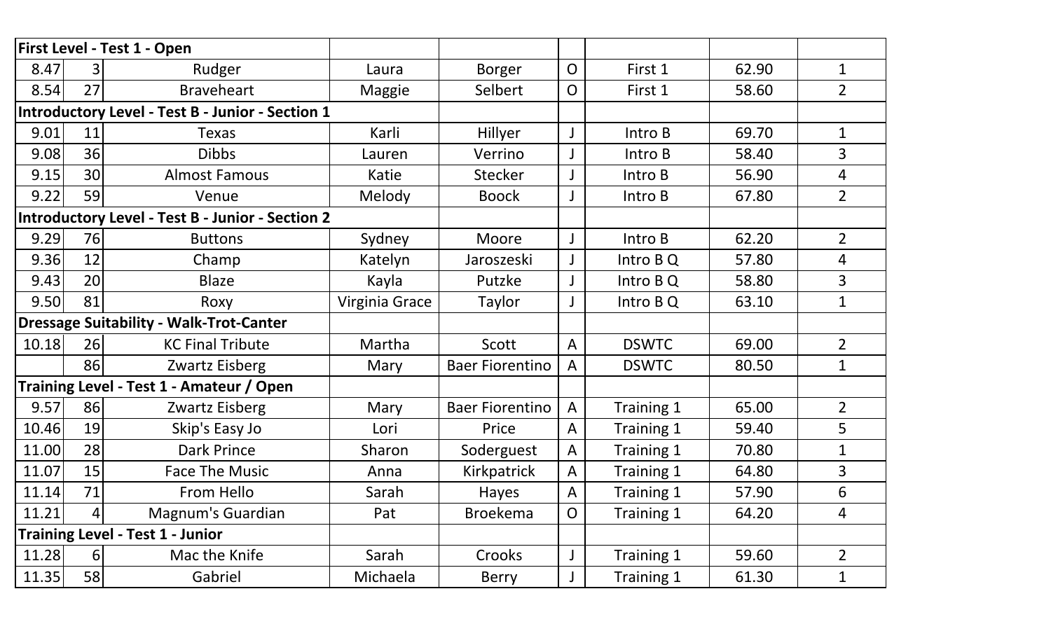| First Level - Test 1 - Open | | | | | | | | |
|---|---|---|---|---|---|---|---|---|
| 8.47 | 3 | Rudger | Laura | Borger | O | First 1 | 62.90 | 1 |
| 8.54 | 27 | Braveheart | Maggie | Selbert | O | First 1 | 58.60 | 2 |
| **Introductory Level - Test B - Junior - Section 1** | | | | | | | | |
| 9.01 | 11 | Texas | Karli | Hillyer | J | Intro B | 69.70 | 1 |
| 9.08 | 36 | Dibbs | Lauren | Verrino | J | Intro B | 58.40 | 3 |
| 9.15 | 30 | Almost Famous | Katie | Stecker | J | Intro B | 56.90 | 4 |
| 9.22 | 59 | Venue | Melody | Boock | J | Intro B | 67.80 | 2 |
| **Introductory Level - Test B - Junior - Section 2** | | | | | | | | |
| 9.29 | 76 | Buttons | Sydney | Moore | J | Intro B | 62.20 | 2 |
| 9.36 | 12 | Champ | Katelyn | Jaroszeski | J | Intro B Q | 57.80 | 4 |
| 9.43 | 20 | Blaze | Kayla | Putzke | J | Intro B Q | 58.80 | 3 |
| 9.50 | 81 | Roxy | Virginia Grace | Taylor | J | Intro B Q | 63.10 | 1 |
| **Dressage Suitability - Walk-Trot-Canter** | | | | | | | | |
| 10.18 | 26 | KC Final Tribute | Martha | Scott | A | DSWTC | 69.00 | 2 |
| | 86 | Zwartz Eisberg | Mary | Baer Fiorentino | A | DSWTC | 80.50 | 1 |
| **Training Level - Test 1 - Amateur / Open** | | | | | | | | |
| 9.57 | 86 | Zwartz Eisberg | Mary | Baer Fiorentino | A | Training 1 | 65.00 | 2 |
| 10.46 | 19 | Skip's Easy Jo | Lori | Price | A | Training 1 | 59.40 | 5 |
| 11.00 | 28 | Dark Prince | Sharon | Soderguest | A | Training 1 | 70.80 | 1 |
| 11.07 | 15 | Face The Music | Anna | Kirkpatrick | A | Training 1 | 64.80 | 3 |
| 11.14 | 71 | From Hello | Sarah | Hayes | A | Training 1 | 57.90 | 6 |
| 11.21 | 4 | Magnum's Guardian | Pat | Broekema | O | Training 1 | 64.20 | 4 |
| **Training Level - Test 1 - Junior** | | | | | | | | |
| 11.28 | 6 | Mac the Knife | Sarah | Crooks | J | Training 1 | 59.60 | 2 |
| 11.35 | 58 | Gabriel | Michaela | Berry | J | Training 1 | 61.30 | 1 |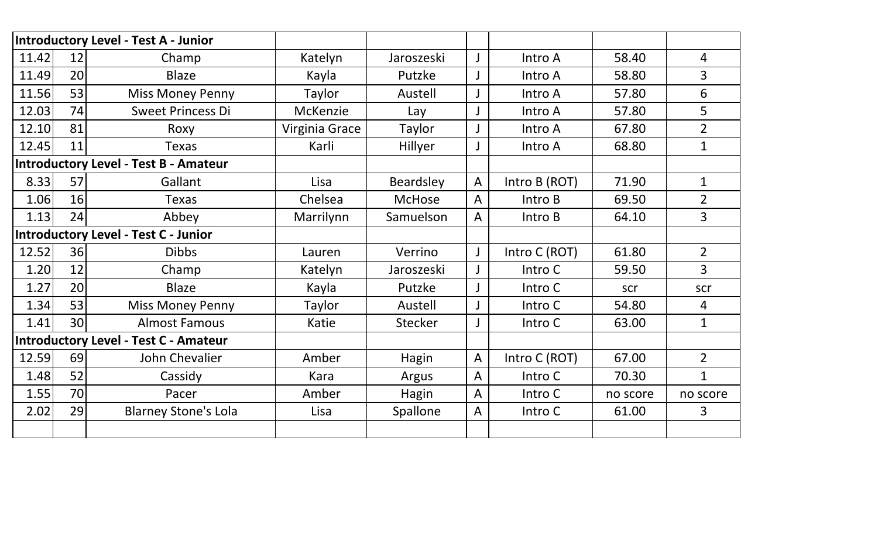| Introductory Level - Test A - Junior | | | | | | | | |
|---|---|---|---|---|---|---|---|---|
| 11.42 | 12 | Champ | Katelyn | Jaroszeski | J | Intro A | 58.40 | 4 |
| 11.49 | 20 | Blaze | Kayla | Putzke | J | Intro A | 58.80 | 3 |
| 11.56 | 53 | Miss Money Penny | Taylor | Austell | J | Intro A | 57.80 | 6 |
| 12.03 | 74 | Sweet Princess Di | McKenzie | Lay | J | Intro A | 57.80 | 5 |
| 12.10 | 81 | Roxy | Virginia Grace | Taylor | J | Intro A | 67.80 | 2 |
| 12.45 | 11 | Texas | Karli | Hillyer | J | Intro A | 68.80 | 1 |
| **Introductory Level - Test B - Amateur** | | | | | | | | |
| 8.33 | 57 | Gallant | Lisa | Beardsley | A | Intro B (ROT) | 71.90 | 1 |
| 1.06 | 16 | Texas | Chelsea | McHose | A | Intro B | 69.50 | 2 |
| 1.13 | 24 | Abbey | Marrilynn | Samuelson | A | Intro B | 64.10 | 3 |
| **Introductory Level - Test C - Junior** | | | | | | | | |
| 12.52 | 36 | Dibbs | Lauren | Verrino | J | Intro C (ROT) | 61.80 | 2 |
| 1.20 | 12 | Champ | Katelyn | Jaroszeski | J | Intro C | 59.50 | 3 |
| 1.27 | 20 | Blaze | Kayla | Putzke | J | Intro C | scr | scr |
| 1.34 | 53 | Miss Money Penny | Taylor | Austell | J | Intro C | 54.80 | 4 |
| 1.41 | 30 | Almost Famous | Katie | Stecker | J | Intro C | 63.00 | 1 |
| **Introductory Level - Test C - Amateur** | | | | | | | | |
| 12.59 | 69 | John Chevalier | Amber | Hagin | A | Intro C (ROT) | 67.00 | 2 |
| 1.48 | 52 | Cassidy | Kara | Argus | A | Intro C | 70.30 | 1 |
| 1.55 | 70 | Pacer | Amber | Hagin | A | Intro C | no score | no score |
| 2.02 | 29 | Blarney Stone's Lola | Lisa | Spallone | A | Intro C | 61.00 | 3 |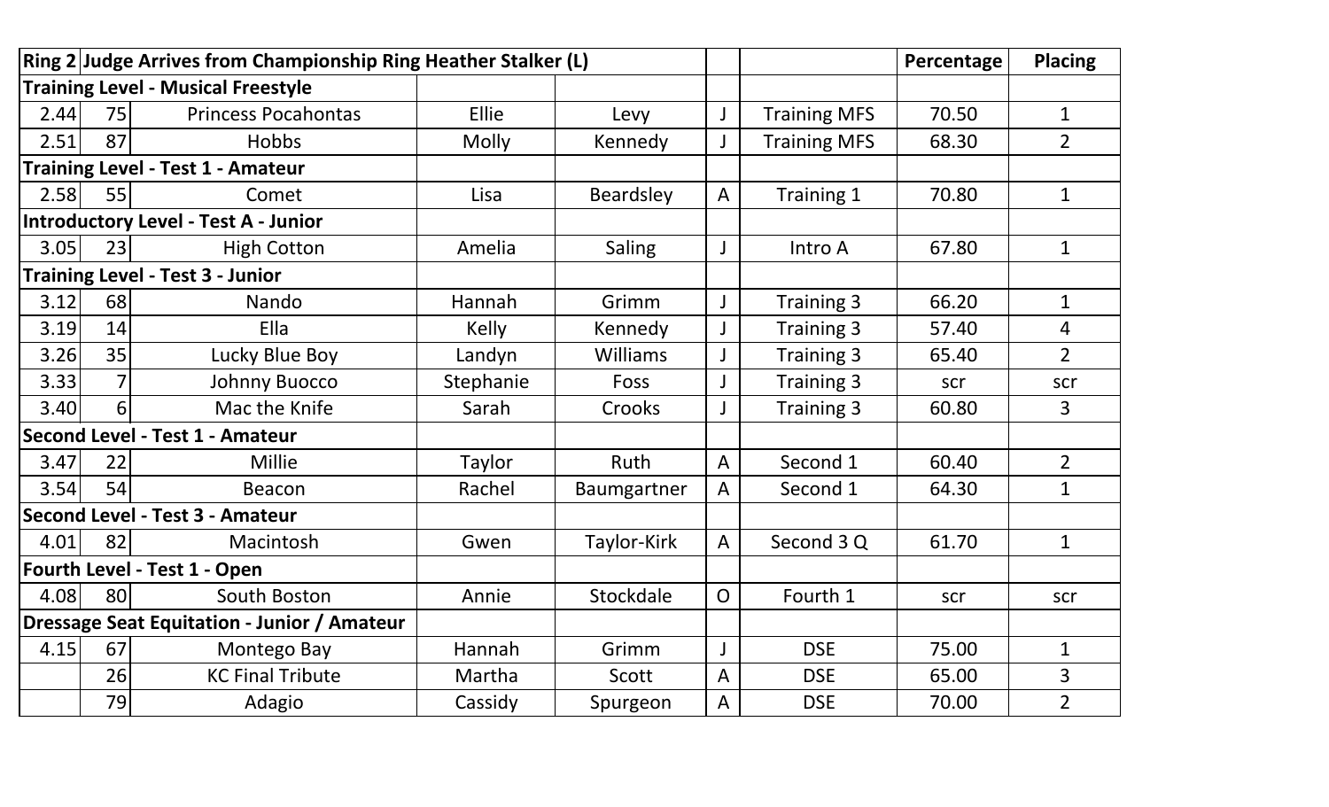| Ring 2 | Judge Arrives from Championship Ring Heather Stalker (L) | | | | | | Percentage | Placing |
|---|---|---|---|---|---|---|---|---|
| Training Level - Musical Freestyle | | | | | | | | |
| 2.44 | 75 | Princess Pocahontas | Ellie | Levy | J | Training MFS | 70.50 | 1 |
| 2.51 | 87 | Hobbs | Molly | Kennedy | J | Training MFS | 68.30 | 2 |
| Training Level - Test 1 - Amateur | | | | | | | | |
| 2.58 | 55 | Comet | Lisa | Beardsley | A | Training 1 | 70.80 | 1 |
| Introductory Level - Test A - Junior | | | | | | | | |
| 3.05 | 23 | High Cotton | Amelia | Saling | J | Intro A | 67.80 | 1 |
| Training Level - Test 3 - Junior | | | | | | | | |
| 3.12 | 68 | Nando | Hannah | Grimm | J | Training 3 | 66.20 | 1 |
| 3.19 | 14 | Ella | Kelly | Kennedy | J | Training 3 | 57.40 | 4 |
| 3.26 | 35 | Lucky Blue Boy | Landyn | Williams | J | Training 3 | 65.40 | 2 |
| 3.33 | 7 | Johnny Buocco | Stephanie | Foss | J | Training 3 | scr | scr |
| 3.40 | 6 | Mac the Knife | Sarah | Crooks | J | Training 3 | 60.80 | 3 |
| Second Level - Test 1 - Amateur | | | | | | | | |
| 3.47 | 22 | Millie | Taylor | Ruth | A | Second 1 | 60.40 | 2 |
| 3.54 | 54 | Beacon | Rachel | Baumgartner | A | Second 1 | 64.30 | 1 |
| Second Level - Test 3 - Amateur | | | | | | | | |
| 4.01 | 82 | Macintosh | Gwen | Taylor-Kirk | A | Second 3 Q | 61.70 | 1 |
| Fourth Level - Test 1 - Open | | | | | | | | |
| 4.08 | 80 | South Boston | Annie | Stockdale | O | Fourth 1 | scr | scr |
| Dressage Seat Equitation - Junior / Amateur | | | | | | | | |
| 4.15 | 67 | Montego Bay | Hannah | Grimm | J | DSE | 75.00 | 1 |
| | 26 | KC Final Tribute | Martha | Scott | A | DSE | 65.00 | 3 |
| | 79 | Adagio | Cassidy | Spurgeon | A | DSE | 70.00 | 2 |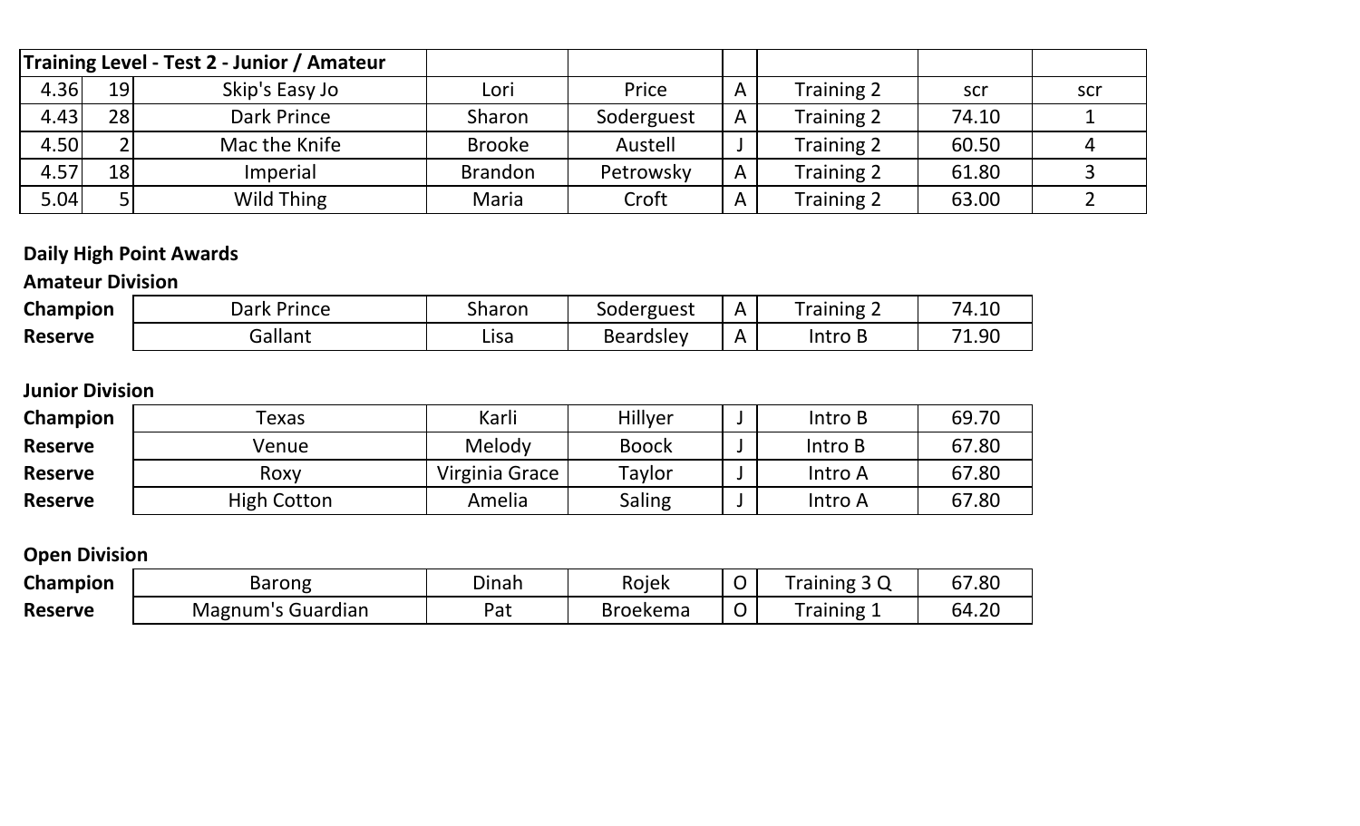| Training Level - Test 2 - Junior / Amateur | | | | | | | | |
|---|---|---|---|---|---|---|---|---|
| 4.36 | 19 | Skip's Easy Jo | Lori | Price | A | Training 2 | scr | scr |
| 4.43 | 28 | Dark Prince | Sharon | Soderguest | A | Training 2 | 74.10 | 1 |
| 4.50 | 2 | Mac the Knife | Brooke | Austell | J | Training 2 | 60.50 | 4 |
| 4.57 | 18 | Imperial | Brandon | Petrowsky | A | Training 2 | 61.80 | 3 |
| 5.04 | 5 | Wild Thing | Maria | Croft | A | Training 2 | 63.00 | 2 |

**Daily High Point Awards**

**Amateur Division**

| | | | | | | |
|---|---|---|---|---|---|---|
| **Champion** | Dark Prince | Sharon | Soderguest | A | Training 2 | 74.10 |
| **Reserve** | Gallant | Lisa | Beardsley | A | Intro B | 71.90 |

**Junior Division**

| | | | | | | |
|---|---|---|---|---|---|---|
| **Champion** | Texas | Karli | Hillyer | J | Intro B | 69.70 |
| **Reserve** | Venue | Melody | Boock | J | Intro B | 67.80 |
| **Reserve** | Roxy | Virginia Grace | Taylor | J | Intro A | 67.80 |
| **Reserve** | High Cotton | Amelia | Saling | J | Intro A | 67.80 |

**Open Division**

| | | | | | | |
|---|---|---|---|---|---|---|
| **Champion** | Barong | Dinah | Rojek | O | Training 3 Q | 67.80 |
| **Reserve** | Magnum's Guardian | Pat | Broekema | O | Training 1 | 64.20 |